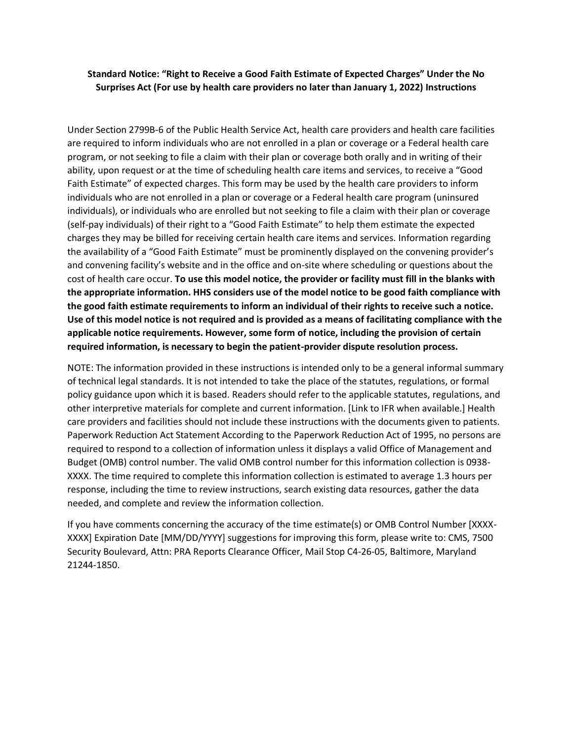**Standard Notice: "Right to Receive a Good Faith Estimate of Expected Charges" Under the No Surprises Act (For use by health care providers no later than January 1, 2022) Instructions**

Under Section 2799B-6 of the Public Health Service Act, health care providers and health care facilities are required to inform individuals who are not enrolled in a plan or coverage or a Federal health care program, or not seeking to file a claim with their plan or coverage both orally and in writing of their ability, upon request or at the time of scheduling health care items and services, to receive a "Good Faith Estimate" of expected charges. This form may be used by the health care providers to inform individuals who are not enrolled in a plan or coverage or a Federal health care program (uninsured individuals), or individuals who are enrolled but not seeking to file a claim with their plan or coverage (self-pay individuals) of their right to a "Good Faith Estimate" to help them estimate the expected charges they may be billed for receiving certain health care items and services. Information regarding the availability of a "Good Faith Estimate" must be prominently displayed on the convening provider's and convening facility's website and in the office and on-site where scheduling or questions about the cost of health care occur. **To use this model notice, the provider or facility must fill in the blanks with the appropriate information. HHS considers use of the model notice to be good faith compliance with the good faith estimate requirements to inform an individual of their rights to receive such a notice. Use of this model notice is not required and is provided as a means of facilitating compliance with the applicable notice requirements. However, some form of notice, including the provision of certain required information, is necessary to begin the patient-provider dispute resolution process.**

NOTE: The information provided in these instructions is intended only to be a general informal summary of technical legal standards. It is not intended to take the place of the statutes, regulations, or formal policy guidance upon which it is based. Readers should refer to the applicable statutes, regulations, and other interpretive materials for complete and current information. [Link to IFR when available.] Health care providers and facilities should not include these instructions with the documents given to patients. Paperwork Reduction Act Statement According to the Paperwork Reduction Act of 1995, no persons are required to respond to a collection of information unless it displays a valid Office of Management and Budget (OMB) control number. The valid OMB control number for this information collection is 0938-XXXX. The time required to complete this information collection is estimated to average 1.3 hours per response, including the time to review instructions, search existing data resources, gather the data needed, and complete and review the information collection.

If you have comments concerning the accuracy of the time estimate(s) or OMB Control Number [XXXX-XXXX] Expiration Date [MM/DD/YYYY] suggestions for improving this form, please write to: CMS, 7500 Security Boulevard, Attn: PRA Reports Clearance Officer, Mail Stop C4-26-05, Baltimore, Maryland 21244-1850.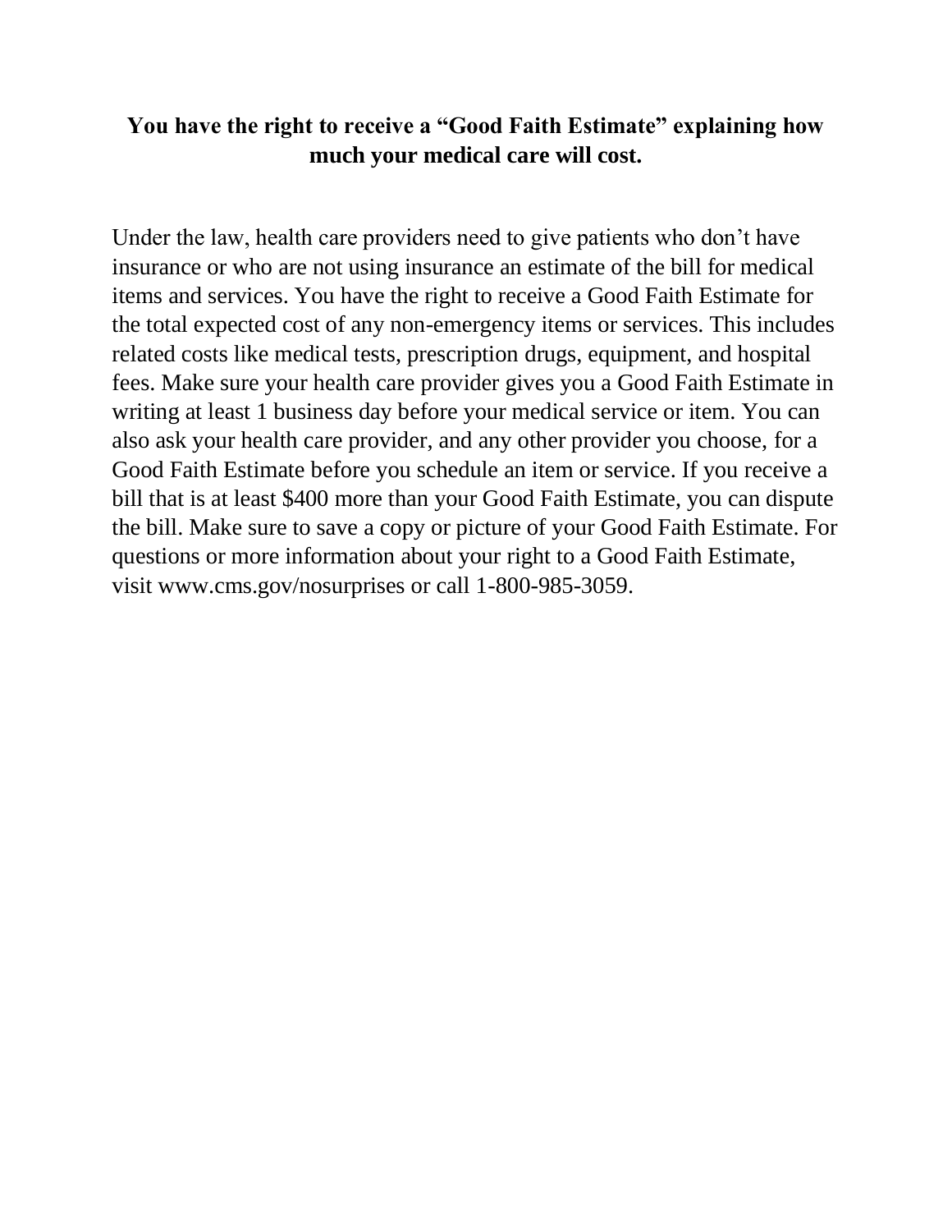**You have the right to receive a "Good Faith Estimate" explaining how much your medical care will cost.**

Under the law, health care providers need to give patients who don't have insurance or who are not using insurance an estimate of the bill for medical items and services. You have the right to receive a Good Faith Estimate for the total expected cost of any non-emergency items or services. This includes related costs like medical tests, prescription drugs, equipment, and hospital fees. Make sure your health care provider gives you a Good Faith Estimate in writing at least 1 business day before your medical service or item. You can also ask your health care provider, and any other provider you choose, for a Good Faith Estimate before you schedule an item or service. If you receive a bill that is at least $400 more than your Good Faith Estimate, you can dispute the bill. Make sure to save a copy or picture of your Good Faith Estimate. For questions or more information about your right to a Good Faith Estimate, visit www.cms.gov/nosurprises or call 1-800-985-3059.